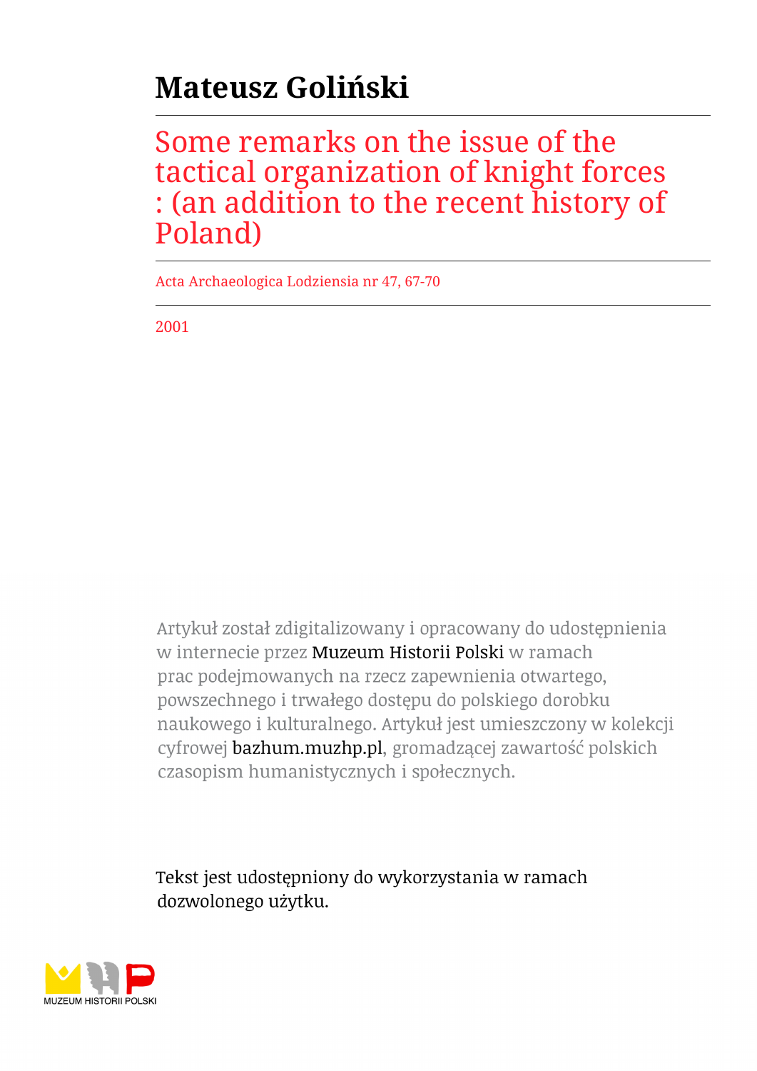# Mateusz Goliński

## Some remarks on the issue of the tactical organization of knight forces : (an addition to the recent history of Poland)

Acta Archaeologica Lodziensia nr 47, 67-70

2001

Artykuł został zdigitalizowany i opracowany do udostępnienia w internecie przez Muzeum Historii Polski w ramach prac podejmowanych na rzecz zapewnienia otwartego, powszechnego i trwałego dostępu do polskiego dorobku naukowego i kulturalnego. Artykuł jest umieszczony w kolekcji cyfrowej bazhum.muzhp.pl, gromadzącej zawartość polskich czasopism humanistycznych i społecznych.

Tekst jest udostępniony do wykorzystania w ramach dozwolonego użytku.

MUZEUM HISTORII POLSKI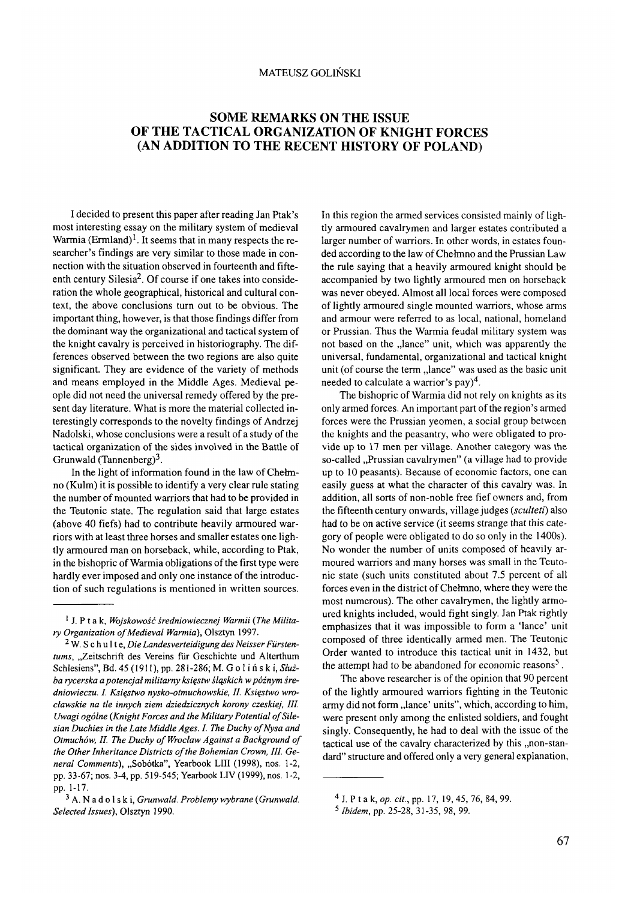MATEUSZ GOLIŃSKI

# SOME REMARKS ON THE ISSUE OF THE TACTICAL ORGANIZATION OF KNIGHT FORCES (AN ADDITION TO THE RECENT HISTORY OF POLAND)

I decided to present this paper after reading Jan Ptak's most interesting essay on the military system of medieval Warmia (Ermland)[1]. It seems that in many respects the researcher's findings are very similar to those made in connection with the situation observed in fourteenth and fifteenth century Silesia[2]. Of course if one takes into consideration the whole geographical, historical and cultural context, the above conclusions turn out to be obvious. The important thing, however, is that those findings differ from the dominant way the organizational and tactical system of the knight cavalry is perceived in historiography. The differences observed between the two regions are also quite significant. They are evidence of the variety of methods and means employed in the Middle Ages. Medieval people did not need the universal remedy offered by the present day literature. What is more the material collected interestingly corresponds to the novelty findings of Andrzej Nadolski, whose conclusions were a result of a study of the tactical organization of the sides involved in the Battle of Grunwald (Tannenberg)[3].

In the light of information found in the law of Chełmno (Kulm) it is possible to identify a very clear rule stating the number of mounted warriors that had to be provided in the Teutonic state. The regulation said that large estates (above 40 fiefs) had to contribute heavily armoured warriors with at least three horses and smaller estates one lightly armoured man on horseback, while, according to Ptak, in the bishopric of Warmia obligations of the first type were hardly ever imposed and only one instance of the introduction of such regulations is mentioned in written sources. In this region the armed services consisted mainly of lightly armoured cavalrymen and larger estates contributed a larger number of warriors. In other words, in estates founded according to the law of Chełmno and the Prussian Law the rule saying that a heavily armoured knight should be accompanied by two lightly armoured men on horseback was never obeyed. Almost all local forces were composed of lightly armoured single mounted warriors, whose arms and armour were referred to as local, national, homeland or Prussian. Thus the Warmia feudal military system was not based on the „lance" unit, which was apparently the universal, fundamental, organizational and tactical knight unit (of course the term „lance" was used as the basic unit needed to calculate a warrior's pay)[4].

The bishopric of Warmia did not rely on knights as its only armed forces. An important part of the region's armed forces were the Prussian yeomen, a social group between the knights and the peasantry, who were obligated to provide up to 17 men per village. Another category was the so-called „Prussian cavalrymen" (a village had to provide up to 10 peasants). Because of economic factors, one can easily guess at what the character of this cavalry was. In addition, all sorts of non-noble free fief owners and, from the fifteenth century onwards, village judges (*sculteti*) also had to be on active service (it seems strange that this category of people were obligated to do so only in the 1400s). No wonder the number of units composed of heavily armoured warriors and many horses was small in the Teutonic state (such units constituted about 7.5 percent of all forces even in the district of Chełmno, where they were the most numerous). The other cavalrymen, the lightly armoured knights included, would fight singly. Jan Ptak rightly emphasizes that it was impossible to form a 'lance' unit composed of three identically armed men. The Teutonic Order wanted to introduce this tactical unit in 1432, but the attempt had to be abandoned for economic reasons[5].

The above researcher is of the opinion that 90 percent of the lightly armoured warriors fighting in the Teutonic army did not form „lance' units", which, according to him, were present only among the enlisted soldiers, and fought singly. Consequently, he had to deal with the issue of the tactical use of the cavalry characterized by this „non-standard" structure and offered only a very general explanation,

---

[1] J. Ptak, *Wojskowość średniowiecznej Warmii* (*The Military Organization of Medieval Warmia*), Olsztyn 1997.

[2] W. Schulte, *Die Landesverteidigung des Neisser Fürstentums*, „Zeitschrift des Vereins für Geschichte und Alterthum Schlesiens", Bd. 45 (1911), pp. 281-286; M. Goliński, *Służba rycerska a potencjał militarny księstw śląskich w późnym średniowieczu. I. Księstwo nysko-otmuchowskie, II. Księstwo wrocławskie na tle innych ziem dziedzicznych korony czeskiej, III. Uwagi ogólne* (*Knight Forces and the Military Potential of Silesian Duchies in the Late Middle Ages. I. The Duchy of Nysa and Otmuchów, II. The Duchy of Wrocław Against a Background of the Other Inheritance Districts of the Bohemian Crown, III. General Comments*), „Sobótka", Yearbook LIII (1998), nos. 1-2, pp. 33-67; nos. 3-4, pp. 519-545; Yearbook LIV (1999), nos. 1-2, pp. 1-17.

[3] A. Nadolski, *Grunwald. Problemy wybrane* (*Grunwald. Selected Issues*), Olsztyn 1990.

[4] J. Ptak, *op. cit.*, pp. 17, 19, 45, 76, 84, 99.

[5] *Ibidem*, pp. 25-28, 31-35, 98, 99.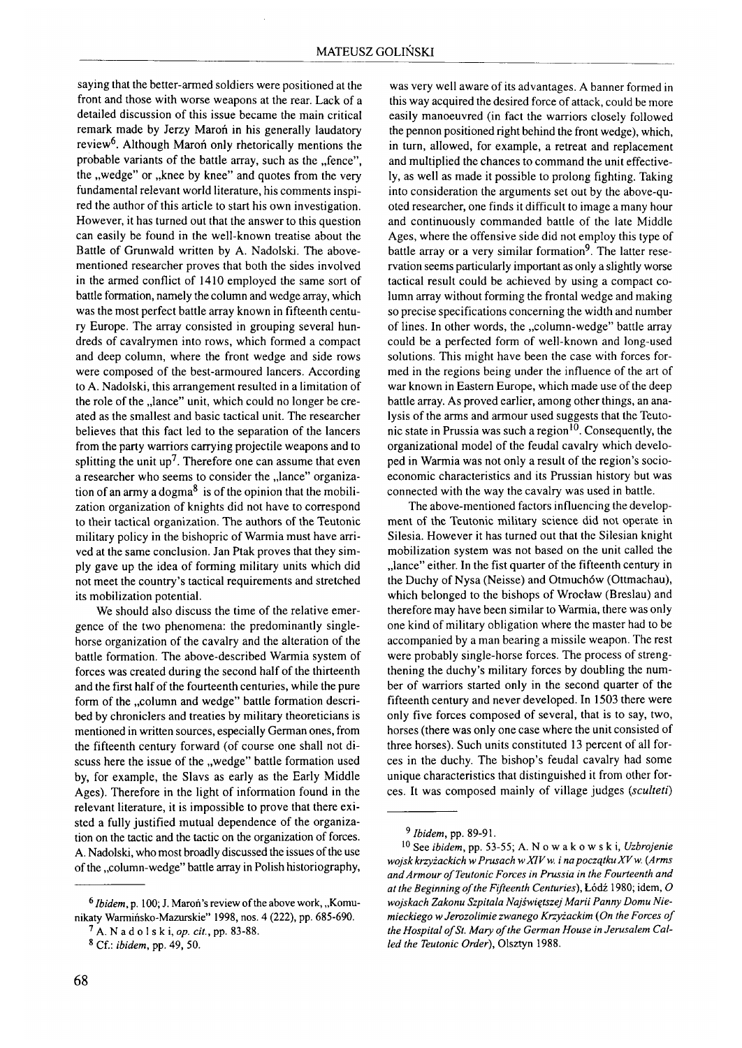saying that the better-armed soldiers were positioned at the front and those with worse weapons at the rear. Lack of a detailed discussion of this issue became the main critical remark made by Jerzy Maroń in his generally laudatory review[6]. Although Maroń only rhetorically mentions the probable variants of the battle array, such as the „fence", the „wedge" or „knee by knee" and quotes from the very fundamental relevant world literature, his comments inspired the author of this article to start his own investigation. However, it has turned out that the answer to this question can easily be found in the well-known treatise about the Battle of Grunwald written by A. Nadolski. The above-mentioned researcher proves that both the sides involved in the armed conflict of 1410 employed the same sort of battle formation, namely the column and wedge array, which was the most perfect battle array known in fifteenth century Europe. The array consisted in grouping several hundreds of cavalrymen into rows, which formed a compact and deep column, where the front wedge and side rows were composed of the best-armoured lancers. According to A. Nadolski, this arrangement resulted in a limitation of the role of the „lance" unit, which could no longer be created as the smallest and basic tactical unit. The researcher believes that this fact led to the separation of the lancers from the party warriors carrying projectile weapons and to splitting the unit up[7]. Therefore one can assume that even a researcher who seems to consider the „lance" organization of an army a dogma[8] is of the opinion that the mobilization organization of knights did not have to correspond to their tactical organization. The authors of the Teutonic military policy in the bishopric of Warmia must have arrived at the same conclusion. Jan Ptak proves that they simply gave up the idea of forming military units which did not meet the country's tactical requirements and stretched its mobilization potential.

We should also discuss the time of the relative emergence of the two phenomena: the predominantly single-horse organization of the cavalry and the alteration of the battle formation. The above-described Warmia system of forces was created during the second half of the thirteenth and the first half of the fourteenth centuries, while the pure form of the „column and wedge" battle formation described by chroniclers and treaties by military theoreticians is mentioned in written sources, especially German ones, from the fifteenth century forward (of course one shall not discuss here the issue of the „wedge" battle formation used by, for example, the Slavs as early as the Early Middle Ages). Therefore in the light of information found in the relevant literature, it is impossible to prove that there existed a fully justified mutual dependence of the organization on the tactic and the tactic on the organization of forces. A. Nadolski, who most broadly discussed the issues of the use of the „column-wedge" battle array in Polish historiography, was very well aware of its advantages. A banner formed in this way acquired the desired force of attack, could be more easily manoeuvred (in fact the warriors closely followed the pennon positioned right behind the front wedge), which, in turn, allowed, for example, a retreat and replacement and multiplied the chances to command the unit effectively, as well as made it possible to prolong fighting. Taking into consideration the arguments set out by the above-quoted researcher, one finds it difficult to image a many hour and continuously commanded battle of the late Middle Ages, where the offensive side did not employ this type of battle array or a very similar formation[9]. The latter reservation seems particularly important as only a slightly worse tactical result could be achieved by using a compact column array without forming the frontal wedge and making so precise specifications concerning the width and number of lines. In other words, the „column-wedge" battle array could be a perfected form of well-known and long-used solutions. This might have been the case with forces formed in the regions being under the influence of the art of war known in Eastern Europe, which made use of the deep battle array. As proved earlier, among other things, an analysis of the arms and armour used suggests that the Teutonic state in Prussia was such a region[10]. Consequently, the organizational model of the feudal cavalry which developed in Warmia was not only a result of the region's socio-economic characteristics and its Prussian history but was connected with the way the cavalry was used in battle.

The above-mentioned factors influencing the development of the Teutonic military science did not operate in Silesia. However it has turned out that the Silesian knight mobilization system was not based on the unit called the „lance" either. In the fist quarter of the fifteenth century in the Duchy of Nysa (Neisse) and Otmuchów (Ottmachau), which belonged to the bishops of Wrocław (Breslau) and therefore may have been similar to Warmia, there was only one kind of military obligation where the master had to be accompanied by a man bearing a missile weapon. The rest were probably single-horse forces. The process of strengthening the duchy's military forces by doubling the number of warriors started only in the second quarter of the fifteenth century and never developed. In 1503 there were only five forces composed of several, that is to say, two, horses (there was only one case where the unit consisted of three horses). Such units constituted 13 percent of all forces in the duchy. The bishop's feudal cavalry had some unique characteristics that distinguished it from other forces. It was composed mainly of village judges (*sculteti*)

---

[6] *Ibidem*, p. 100; J. Maroń's review of the above work, „Komunikaty Warmińsko-Mazurskie" 1998, nos. 4 (222), pp. 685-690.

[7] A. Nadolski, *op. cit.*, pp. 83-88.

[8] Cf.: *ibidem*, pp. 49, 50.

[9] *Ibidem*, pp. 89-91.

[10] See *ibidem*, pp. 53-55; A. Nowakowski, *Uzbrojenie wojsk krzyżackich w Prusach w XIV w. i na początku XV w.* (*Arms and Armour of Teutonic Forces in Prussia in the Fourteenth and at the Beginning of the Fifteenth Centuries*), Łódź 1980; idem, *O wojskach Zakonu Szpitala Najświętszej Marii Panny Domu Niemieckiego w Jerozolimie zwanego Krzyżackim* (*On the Forces of the Hospital of St. Mary of the German House in Jerusalem Called the Teutonic Order*), Olsztyn 1988.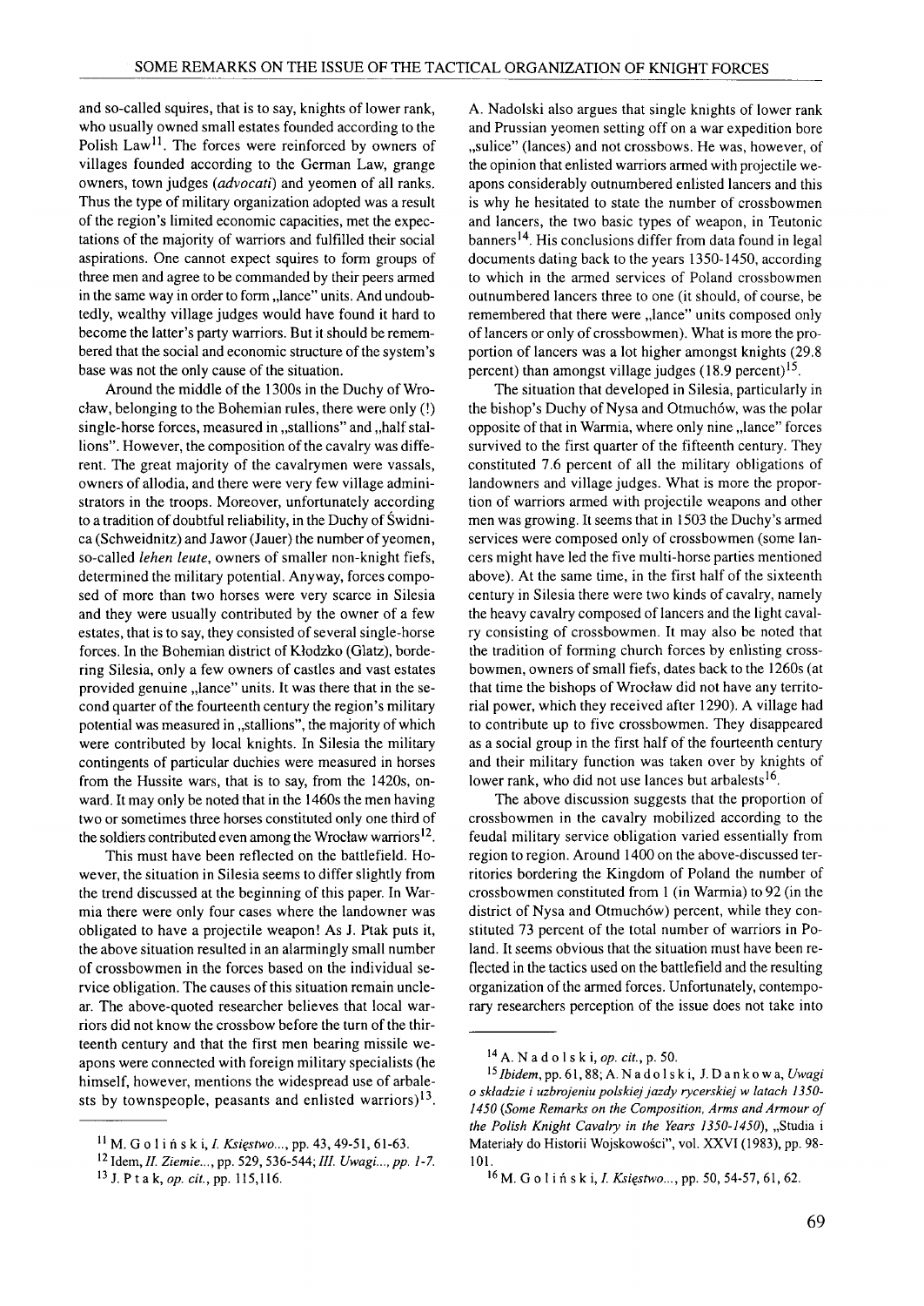and so-called squires, that is to say, knights of lower rank, who usually owned small estates founded according to the Polish Law[11]. The forces were reinforced by owners of villages founded according to the German Law, grange owners, town judges (*advocati*) and yeomen of all ranks. Thus the type of military organization adopted was a result of the region's limited economic capacities, met the expectations of the majority of warriors and fulfilled their social aspirations. One cannot expect squires to form groups of three men and agree to be commanded by their peers armed in the same way in order to form „lance" units. And undoubtedly, wealthy village judges would have found it hard to become the latter's party warriors. But it should be remembered that the social and economic structure of the system's base was not the only cause of the situation.

Around the middle of the 1300s in the Duchy of Wrocław, belonging to the Bohemian rules, there were only (!) single-horse forces, measured in „stallions" and „half stallions". However, the composition of the cavalry was different. The great majority of the cavalrymen were vassals, owners of allodia, and there were very few village administrators in the troops. Moreover, unfortunately according to a tradition of doubtful reliability, in the Duchy of Świdnica (Schweidnitz) and Jawor (Jauer) the number of yeomen, so-called *lehen leute*, owners of smaller non-knight fiefs, determined the military potential. Anyway, forces composed of more than two horses were very scarce in Silesia and they were usually contributed by the owner of a few estates, that is to say, they consisted of several single-horse forces. In the Bohemian district of Kłodzko (Glatz), bordering Silesia, only a few owners of castles and vast estates provided genuine „lance" units. It was there that in the second quarter of the fourteenth century the region's military potential was measured in „stallions", the majority of which were contributed by local knights. In Silesia the military contingents of particular duchies were measured in horses from the Hussite wars, that is to say, from the 1420s, onward. It may only be noted that in the 1460s the men having two or sometimes three horses constituted only one third of the soldiers contributed even among the Wrocław warriors[12].

This must have been reflected on the battlefield. However, the situation in Silesia seems to differ slightly from the trend discussed at the beginning of this paper. In Warmia there were only four cases where the landowner was obligated to have a projectile weapon! As J. Ptak puts it, the above situation resulted in an alarmingly small number of crossbowmen in the forces based on the individual service obligation. The causes of this situation remain unclear. The above-quoted researcher believes that local warriors did not know the crossbow before the turn of the thirteenth century and that the first men bearing missile weapons were connected with foreign military specialists (he himself, however, mentions the widespread use of arbalests by townspeople, peasants and enlisted warriors)[13]. A. Nadolski also argues that single knights of lower rank and Prussian yeomen setting off on a war expedition bore „sulice" (lances) and not crossbows. He was, however, of the opinion that enlisted warriors armed with projectile weapons considerably outnumbered enlisted lancers and this is why he hesitated to state the number of crossbowmen and lancers, the two basic types of weapon, in Teutonic banners[14]. His conclusions differ from data found in legal documents dating back to the years 1350-1450, according to which in the armed services of Poland crossbowmen outnumbered lancers three to one (it should, of course, be remembered that there were „lance" units composed only of lancers or only of crossbowmen). What is more the proportion of lancers was a lot higher amongst knights (29.8 percent) than amongst village judges (18.9 percent)[15].

The situation that developed in Silesia, particularly in the bishop's Duchy of Nysa and Otmuchów, was the polar opposite of that in Warmia, where only nine „lance" forces survived to the first quarter of the fifteenth century. They constituted 7.6 percent of all the military obligations of landowners and village judges. What is more the proportion of warriors armed with projectile weapons and other men was growing. It seems that in 1503 the Duchy's armed services were composed only of crossbowmen (some lancers might have led the five multi-horse parties mentioned above). At the same time, in the first half of the sixteenth century in Silesia there were two kinds of cavalry, namely the heavy cavalry composed of lancers and the light cavalry consisting of crossbowmen. It may also be noted that the tradition of forming church forces by enlisting crossbowmen, owners of small fiefs, dates back to the 1260s (at that time the bishops of Wrocław did not have any territorial power, which they received after 1290). A village had to contribute up to five crossbowmen. They disappeared as a social group in the first half of the fourteenth century and their military function was taken over by knights of lower rank, who did not use lances but arbalests[16].

The above discussion suggests that the proportion of crossbowmen in the cavalry mobilized according to the feudal military service obligation varied essentially from region to region. Around 1400 on the above-discussed territories bordering the Kingdom of Poland the number of crossbowmen constituted from 1 (in Warmia) to 92 (in the district of Nysa and Otmuchów) percent, while they constituted 73 percent of the total number of warriors in Poland. It seems obvious that the situation must have been reflected in the tactics used on the battlefield and the resulting organization of the armed forces. Unfortunately, contemporary researchers perception of the issue does not take into

---

[11] M. Goliński, *I. Księstwo...*, pp. 43, 49-51, 61-63.

[12] Idem, *II. Ziemie...*, pp. 529, 536-544; *III. Uwagi..., pp. 1-7.*

[13] J. Ptak, *op. cit.*, pp. 115,116.

[14] A. Nadolski, *op. cit.*, p. 50.

[15] *Ibidem*, pp. 61, 88; A. Nadolski, J. Dankowa, *Uwagi o składzie i uzbrojeniu polskiej jazdy rycerskiej w latach 1350-1450 (Some Remarks on the Composition, Arms and Armour of the Polish Knight Cavalry in the Years 1350-1450)*, „Studia i Materiały do Historii Wojskowości", vol. XXVI (1983), pp. 98-101.

[16] M. Goliński, *I. Księstwo...*, pp. 50, 54-57, 61, 62.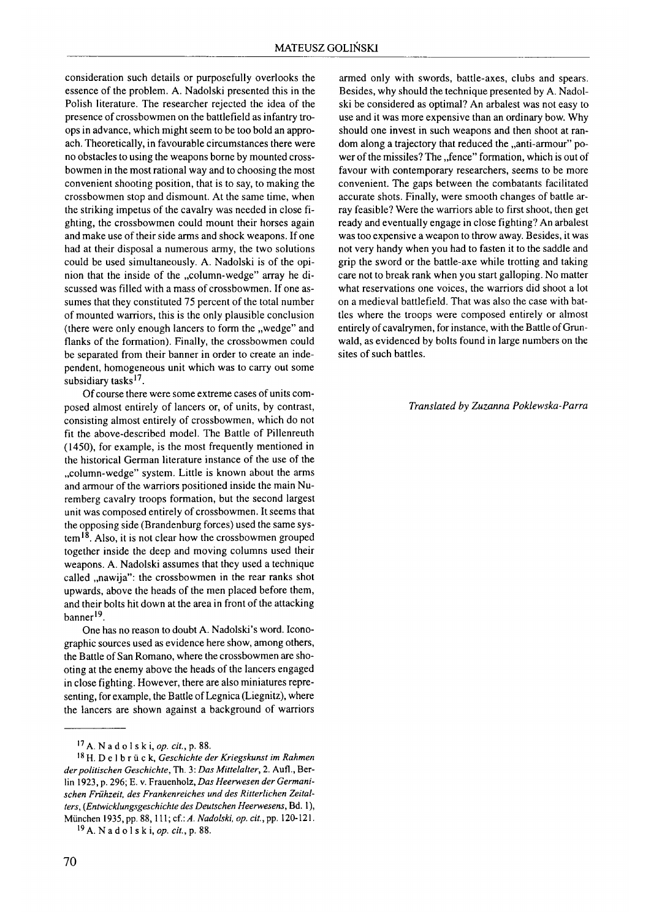consideration such details or purposefully overlooks the essence of the problem. A. Nadolski presented this in the Polish literature. The researcher rejected the idea of the presence of crossbowmen on the battlefield as infantry troops in advance, which might seem to be too bold an approach. Theoretically, in favourable circumstances there were no obstacles to using the weapons borne by mounted crossbowmen in the most rational way and to choosing the most convenient shooting position, that is to say, to making the crossbowmen stop and dismount. At the same time, when the striking impetus of the cavalry was needed in close fighting, the crossbowmen could mount their horses again and make use of their side arms and shock weapons. If one had at their disposal a numerous army, the two solutions could be used simultaneously. A. Nadolski is of the opinion that the inside of the „column-wedge" array he discussed was filled with a mass of crossbowmen. If one assumes that they constituted 75 percent of the total number of mounted warriors, this is the only plausible conclusion (there were only enough lancers to form the „wedge" and flanks of the formation). Finally, the crossbowmen could be separated from their banner in order to create an independent, homogeneous unit which was to carry out some subsidiary tasks[17].

Of course there were some extreme cases of units composed almost entirely of lancers or, of units, by contrast, consisting almost entirely of crossbowmen, which do not fit the above-described model. The Battle of Pillenreuth (1450), for example, is the most frequently mentioned in the historical German literature instance of the use of the „column-wedge" system. Little is known about the arms and armour of the warriors positioned inside the main Nuremberg cavalry troops formation, but the second largest unit was composed entirely of crossbowmen. It seems that the opposing side (Brandenburg forces) used the same system[18]. Also, it is not clear how the crossbowmen grouped together inside the deep and moving columns used their weapons. A. Nadolski assumes that they used a technique called „nawija": the crossbowmen in the rear ranks shot upwards, above the heads of the men placed before them, and their bolts hit down at the area in front of the attacking banner[19].

One has no reason to doubt A. Nadolski's word. Iconographic sources used as evidence here show, among others, the Battle of San Romano, where the crossbowmen are shooting at the enemy above the heads of the lancers engaged in close fighting. However, there are also miniatures representing, for example, the Battle of Legnica (Liegnitz), where the lancers are shown against a background of warriors armed only with swords, battle-axes, clubs and spears. Besides, why should the technique presented by A. Nadolski be considered as optimal? An arbalest was not easy to use and it was more expensive than an ordinary bow. Why should one invest in such weapons and then shoot at random along a trajectory that reduced the „anti-armour" power of the missiles? The „fence" formation, which is out of favour with contemporary researchers, seems to be more convenient. The gaps between the combatants facilitated accurate shots. Finally, were smooth changes of battle array feasible? Were the warriors able to first shoot, then get ready and eventually engage in close fighting? An arbalest was too expensive a weapon to throw away. Besides, it was not very handy when you had to fasten it to the saddle and grip the sword or the battle-axe while trotting and taking care not to break rank when you start galloping. No matter what reservations one voices, the warriors did shoot a lot on a medieval battlefield. That was also the case with battles where the troops were composed entirely or almost entirely of cavalrymen, for instance, with the Battle of Grunwald, as evidenced by bolts found in large numbers on the sites of such battles.

*Translated by Zuzanna Poklewska-Parra*

---

[17] A. Nadolski, *op. cit.*, p. 88.

[18] H. Delbrück, *Geschichte der Kriegskunst im Rahmen der politischen Geschichte*, Th. 3: *Das Mittelalter*, 2. Aufl., Berlin 1923, p. 296; E. v. Frauenholz, *Das Heerwesen der Germanischen Frühzeit, des Frankenreiches und des Ritterlichen Zeitalters*, (*Entwicklungsgeschichte des Deutschen Heerwesens*, Bd. 1), München 1935, pp. 88, 111; cf.: *A. Nadolski, op. cit.*, pp. 120-121.

[19] A. Nadolski, *op. cit.*, p. 88.